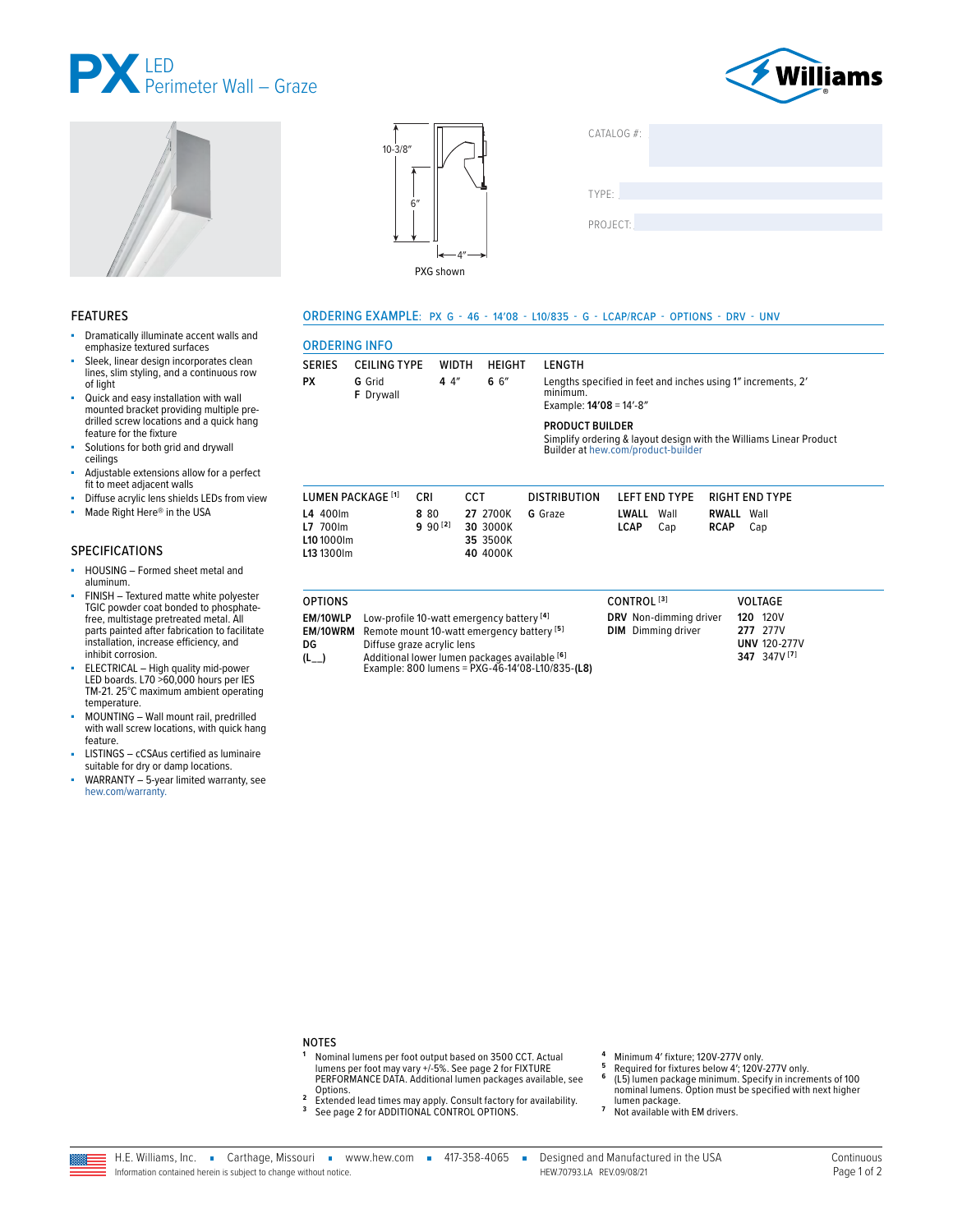# PX LED Perimeter Wall – Graze

10-3/8″

6″

4″

PXG shown

CATALOG #:

TYPE:

PROJECT:

## FEATURES

- Dramatically illuminate accent walls and emphasize textured surfaces
- Sleek, linear design incorporates clean lines, slim styling, and a continuous row of light
- Quick and easy installation with wall mounted bracket providing multiple pre-drilled screw locations and a quick hang feature for the fixture
- Solutions for both grid and drywall ceilings
- Adjustable extensions allow for a perfect fit to meet adjacent walls
- Diffuse acrylic lens shields LEDs from view
- Made Right Here® in the USA

## SPECIFICATIONS

- HOUSING – Formed sheet metal and aluminum.
- FINISH – Textured matte white polyester TGIC powder coat bonded to phosphate-free, multistage pretreated metal. All parts painted after fabrication to facilitate installation, increase efficiency, and inhibit corrosion.
- ELECTRICAL – High quality mid-power LED boards. L70 >60,000 hours per IES TM-21. 25°C maximum ambient operating temperature.
- MOUNTING – Wall mount rail, predrilled with wall screw locations, with quick hang feature.
- LISTINGS – cCSAus certified as luminaire suitable for dry or damp locations.
- WARRANTY – 5-year limited warranty, see hew.com/warranty.

## ORDERING EXAMPLE: PX G - 46 - 14'08 - L10/835 - G - LCAP/RCAP - OPTIONS - DRV - UNV

## ORDERING INFO

| SERIES | CEILING TYPE | WIDTH | HEIGHT | LENGTH |
|---|---|---|---|---|
| **PX** | **G** Grid<br>**F** Drywall | **4** 4″ | **6** 6″ | Lengths specified in feet and inches using 1″ increments, 2′ minimum.<br>Example: **14'08** = 14′-8″ |

**PRODUCT BUILDER**
Simplify ordering & layout design with the Williams Linear Product Builder at hew.com/product-builder

| LUMEN PACKAGE [1] | CRI | CCT | DISTRIBUTION | LEFT END TYPE | RIGHT END TYPE |
|---|---|---|---|---|---|
| **L4** 400lm | **8** 80 | **27** 2700K | **G** Graze | **LWALL** Wall | **RWALL** Wall |
| **L7** 700lm | **9** 90 [2] | **30** 3000K | | **LCAP** Cap | **RCAP** Cap |
| **L10** 1000lm | | **35** 3500K | | | |
| **L13** 1300lm | | **40** 4000K | | | |

| OPTIONS | | CONTROL [3] | VOLTAGE |
|---|---|---|---|
| **EM/10WLP** | Low-profile 10-watt emergency battery [4] | **DRV** Non-dimming driver | **120** 120V |
| **EM/10WRM** | Remote mount 10-watt emergency battery [5] | **DIM** Dimming driver | **277** 277V |
| **DG** | Diffuse graze acrylic lens | | **UNV** 120-277V |
| **(L__)** | Additional lower lumen packages available [6]<br>Example: 800 lumens = PXG-46-14'08-L10/835-**(L8)** | | **347** 347V [7] |

## NOTES

1. Nominal lumens per foot output based on 3500 CCT. Actual lumens per foot may vary +/-5%. See page 2 for FIXTURE PERFORMANCE DATA. Additional lumen packages available, see Options.
2. Extended lead times may apply. Consult factory for availability.
3. See page 2 for ADDITIONAL CONTROL OPTIONS.
4. Minimum 4′ fixture; 120V-277V only.
5. Required for fixtures below 4′; 120V-277V only.
6. (L5) lumen package minimum. Specify in increments of 100 nominal lumens. Option must be specified with next higher lumen package.
7. Not available with EM drivers.

H.E. Williams, Inc. ▪ Carthage, Missouri ▪ www.hew.com ▪ 417-358-4065 ▪ Designed and Manufactured in the USA
Information contained herein is subject to change without notice. HEW.70793.LA REV.09/08/21 Continuous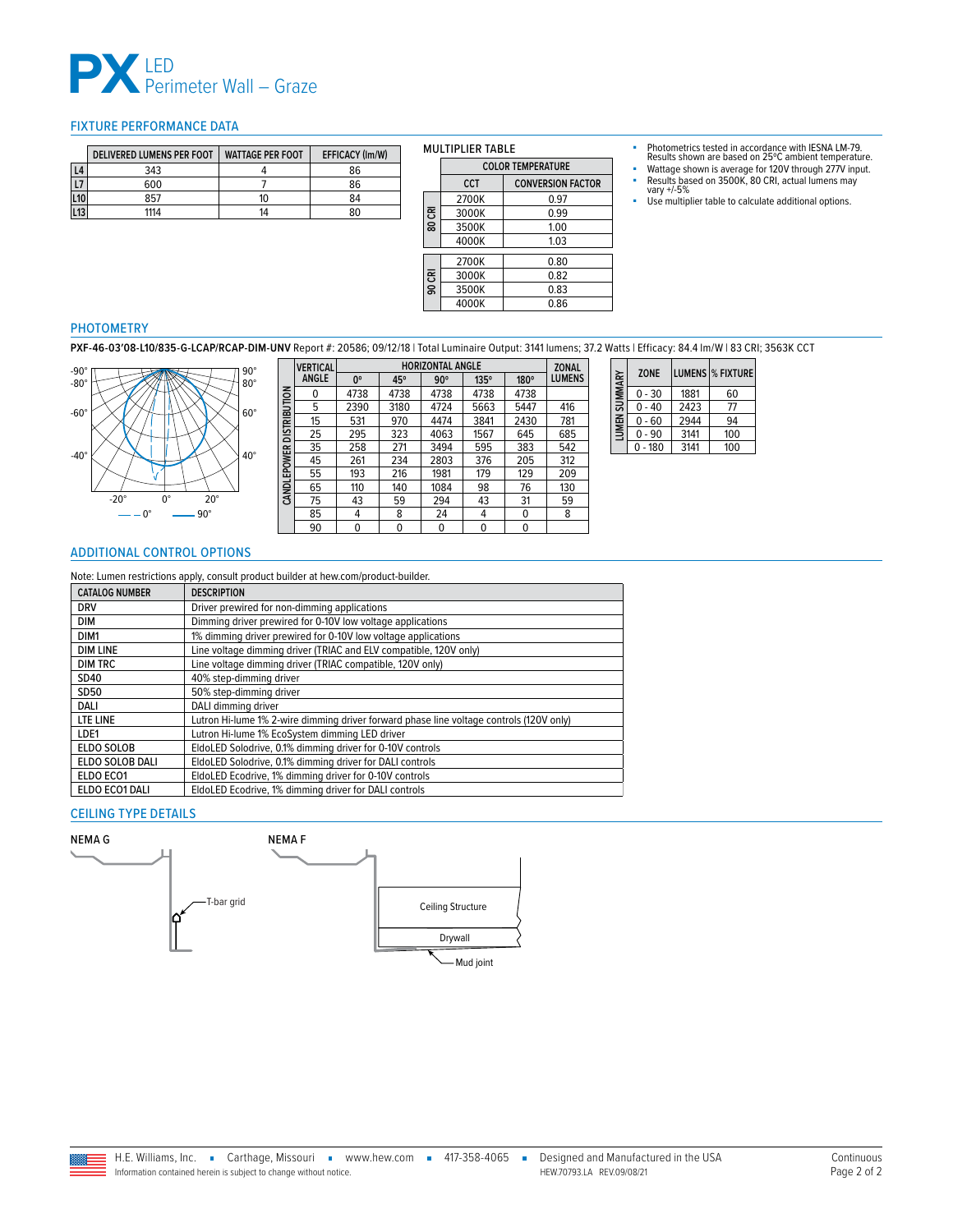# PX LED Perimeter Wall – Graze

## FIXTURE PERFORMANCE DATA

| | DELIVERED LUMENS PER FOOT | WATTAGE PER FOOT | EFFICACY (lm/W) |
|---|---|---|---|
| L4 | 343 | 4 | 86 |
| L7 | 600 | 7 | 86 |
| L10 | 857 | 10 | 84 |
| L13 | 1114 | 14 | 80 |

MULTIPLIER TABLE

| | COLOR TEMPERATURE | |
|---|---|---|
| | CCT | CONVERSION FACTOR |
| 80 CRI | 2700K | 0.97 |
| | 3000K | 0.99 |
| | 3500K | 1.00 |
| | 4000K | 1.03 |
| 90 CRI | 2700K | 0.80 |
| | 3000K | 0.82 |
| | 3500K | 0.83 |
| | 4000K | 0.86 |

- Photometrics tested in accordance with IESNA LM-79. Results shown are based on 25ºC ambient temperature.
- Wattage shown is average for 120V through 277V input.
- Results based on 3500K, 80 CRI, actual lumens may vary +/-5%
- Use multiplier table to calculate additional options.

## PHOTOMETRY

**PXF-46-03'08-L10/835-G-LCAP/RCAP-DIM-UNV** Report #: 20586; 09/12/18 | Total Luminaire Output: 3141 lumens; 37.2 Watts | Efficacy: 84.4 lm/W | 83 CRI; 3563K CCT

-90°
-80°
-60°
-40°
-20°
0°
20°
40°
60°
80°
90°
0°
90°

CANDLEPOWER DISTRIBUTION

| VERTICAL ANGLE | HORIZONTAL ANGLE | | | | | ZONAL LUMENS |
|---|---|---|---|---|---|---|
| | 0° | 45° | 90° | 135° | 180° | |
| 0 | 4738 | 4738 | 4738 | 4738 | 4738 | |
| 5 | 2390 | 3180 | 4724 | 5663 | 5447 | 416 |
| 15 | 531 | 970 | 4474 | 3841 | 2430 | 781 |
| 25 | 295 | 323 | 4063 | 1567 | 645 | 685 |
| 35 | 258 | 271 | 3494 | 595 | 383 | 542 |
| 45 | 261 | 234 | 2803 | 376 | 205 | 312 |
| 55 | 193 | 216 | 1981 | 179 | 129 | 209 |
| 65 | 110 | 140 | 1084 | 98 | 76 | 130 |
| 75 | 43 | 59 | 294 | 43 | 31 | 59 |
| 85 | 4 | 8 | 24 | 4 | 0 | 8 |
| 90 | 0 | 0 | 0 | 0 | 0 | |

LUMEN SUMMARY

| ZONE | LUMENS | % FIXTURE |
|---|---|---|
| 0 - 30 | 1881 | 60 |
| 0 - 40 | 2423 | 77 |
| 0 - 60 | 2944 | 94 |
| 0 - 90 | 3141 | 100 |
| 0 - 180 | 3141 | 100 |

## ADDITIONAL CONTROL OPTIONS

Note: Lumen restrictions apply, consult product builder at hew.com/product-builder.

| CATALOG NUMBER | DESCRIPTION |
|---|---|
| DRV | Driver prewired for non-dimming applications |
| DIM | Dimming driver prewired for 0-10V low voltage applications |
| DIM1 | 1% dimming driver prewired for 0-10V low voltage applications |
| DIM LINE | Line voltage dimming driver (TRIAC and ELV compatible, 120V only) |
| DIM TRC | Line voltage dimming driver (TRIAC compatible, 120V only) |
| SD40 | 40% step-dimming driver |
| SD50 | 50% step-dimming driver |
| DALI | DALI dimming driver |
| LTE LINE | Lutron Hi-lume 1% 2-wire dimming driver forward phase line voltage controls (120V only) |
| LDE1 | Lutron Hi-lume 1% EcoSystem dimming LED driver |
| ELDO SOLOB | EldoLED Solodrive, 0.1% dimming driver for 0-10V controls |
| ELDO SOLOB DALI | EldoLED Solodrive, 0.1% dimming driver for DALI controls |
| ELDO ECO1 | EldoLED Ecodrive, 1% dimming driver for 0-10V controls |
| ELDO ECO1 DALI | EldoLED Ecodrive, 1% dimming driver for DALI controls |

## CEILING TYPE DETAILS

NEMA G

T-bar grid

NEMA F

Ceiling Structure

Drywall

Mud joint

H.E. Williams, Inc. ▪ Carthage, Missouri ▪ www.hew.com ▪ 417-358-4065 ▪ Designed and Manufactured in the USA

Information contained herein is subject to change without notice.

HEW.70793.LA REV.09/08/21

Continuous